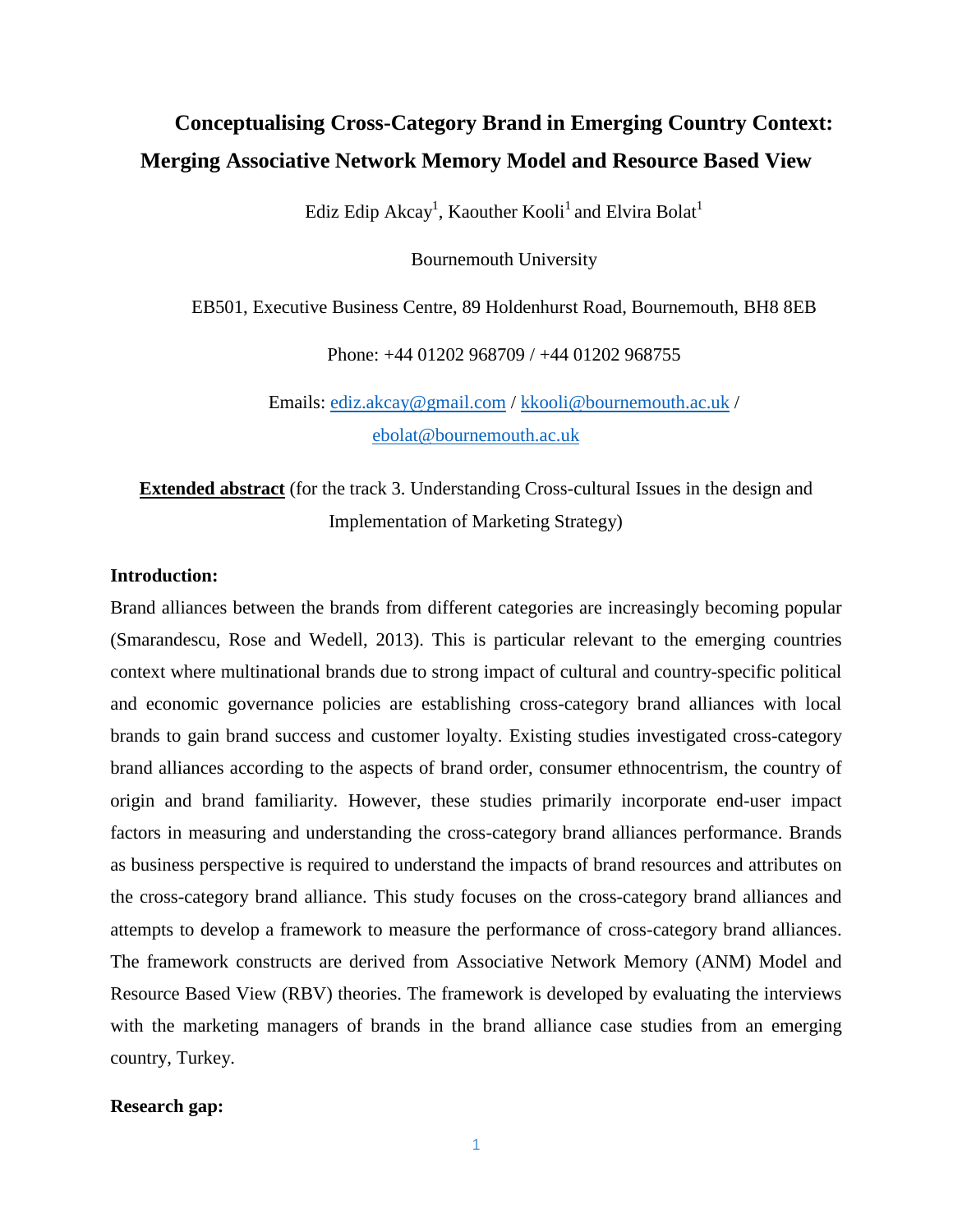# Conceptualising Cross-Category Brand in Emerging Country Context: Merging Associative Network Memory Model and Resource Based View

Ediz Edip Akcay[1], Kaouther Kooli[1] and Elvira Bolat[1]

Bournemouth University

EB501, Executive Business Centre, 89 Holdenhurst Road, Bournemouth, BH8 8EB

Phone: +44 01202 968709 / +44 01202 968755

Emails: ediz.akcay@gmail.com / kkooli@bournemouth.ac.uk / ebolat@bournemouth.ac.uk

**Extended abstract** (for the track 3. Understanding Cross-cultural Issues in the design and Implementation of Marketing Strategy)

**Introduction:**

Brand alliances between the brands from different categories are increasingly becoming popular (Smarandescu, Rose and Wedell, 2013). This is particular relevant to the emerging countries context where multinational brands due to strong impact of cultural and country-specific political and economic governance policies are establishing cross-category brand alliances with local brands to gain brand success and customer loyalty. Existing studies investigated cross-category brand alliances according to the aspects of brand order, consumer ethnocentrism, the country of origin and brand familiarity. However, these studies primarily incorporate end-user impact factors in measuring and understanding the cross-category brand alliances performance. Brands as business perspective is required to understand the impacts of brand resources and attributes on the cross-category brand alliance. This study focuses on the cross-category brand alliances and attempts to develop a framework to measure the performance of cross-category brand alliances. The framework constructs are derived from Associative Network Memory (ANM) Model and Resource Based View (RBV) theories. The framework is developed by evaluating the interviews with the marketing managers of brands in the brand alliance case studies from an emerging country, Turkey.

**Research gap:**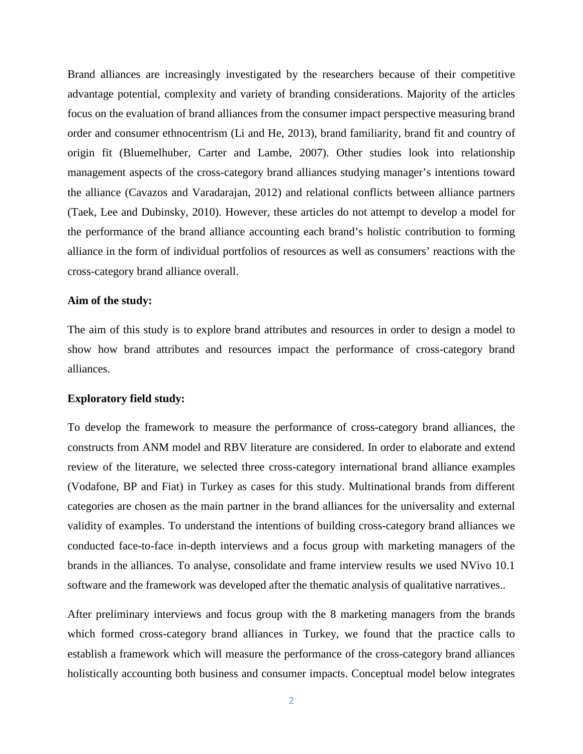Brand alliances are increasingly investigated by the researchers because of their competitive advantage potential, complexity and variety of branding considerations. Majority of the articles focus on the evaluation of brand alliances from the consumer impact perspective measuring brand order and consumer ethnocentrism (Li and He, 2013), brand familiarity, brand fit and country of origin fit (Bluemelhuber, Carter and Lambe, 2007). Other studies look into relationship management aspects of the cross-category brand alliances studying manager's intentions toward the alliance (Cavazos and Varadarajan, 2012) and relational conflicts between alliance partners (Taek, Lee and Dubinsky, 2010). However, these articles do not attempt to develop a model for the performance of the brand alliance accounting each brand's holistic contribution to forming alliance in the form of individual portfolios of resources as well as consumers' reactions with the cross-category brand alliance overall.

**Aim of the study:**

The aim of this study is to explore brand attributes and resources in order to design a model to show how brand attributes and resources impact the performance of cross-category brand alliances.

**Exploratory field study:**

To develop the framework to measure the performance of cross-category brand alliances, the constructs from ANM model and RBV literature are considered. In order to elaborate and extend review of the literature, we selected three cross-category international brand alliance examples (Vodafone, BP and Fiat) in Turkey as cases for this study. Multinational brands from different categories are chosen as the main partner in the brand alliances for the universality and external validity of examples. To understand the intentions of building cross-category brand alliances we conducted face-to-face in-depth interviews and a focus group with marketing managers of the brands in the alliances. To analyse, consolidate and frame interview results we used NVivo 10.1 software and the framework was developed after the thematic analysis of qualitative narratives..

After preliminary interviews and focus group with the 8 marketing managers from the brands which formed cross-category brand alliances in Turkey, we found that the practice calls to establish a framework which will measure the performance of the cross-category brand alliances holistically accounting both business and consumer impacts. Conceptual model below integrates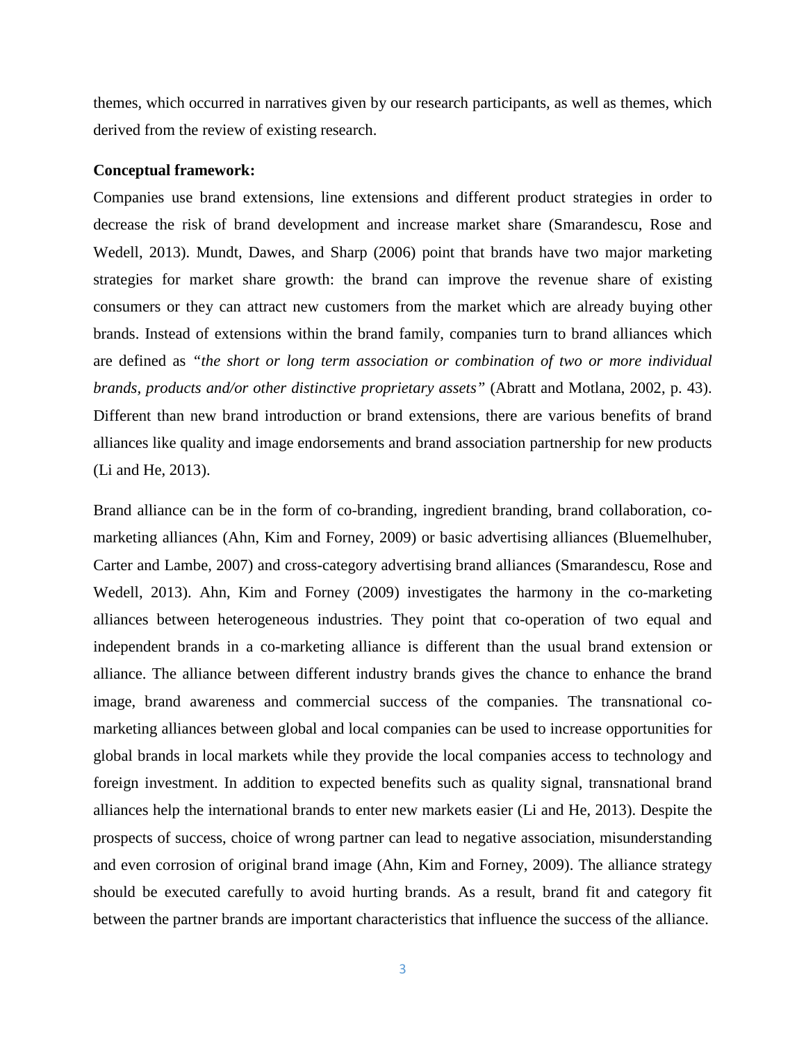themes, which occurred in narratives given by our research participants, as well as themes, which derived from the review of existing research.

**Conceptual framework:**

Companies use brand extensions, line extensions and different product strategies in order to decrease the risk of brand development and increase market share (Smarandescu, Rose and Wedell, 2013). Mundt, Dawes, and Sharp (2006) point that brands have two major marketing strategies for market share growth: the brand can improve the revenue share of existing consumers or they can attract new customers from the market which are already buying other brands. Instead of extensions within the brand family, companies turn to brand alliances which are defined as *"the short or long term association or combination of two or more individual brands, products and/or other distinctive proprietary assets"* (Abratt and Motlana, 2002, p. 43). Different than new brand introduction or brand extensions, there are various benefits of brand alliances like quality and image endorsements and brand association partnership for new products (Li and He, 2013).

Brand alliance can be in the form of co-branding, ingredient branding, brand collaboration, co-marketing alliances (Ahn, Kim and Forney, 2009) or basic advertising alliances (Bluemelhuber, Carter and Lambe, 2007) and cross-category advertising brand alliances (Smarandescu, Rose and Wedell, 2013). Ahn, Kim and Forney (2009) investigates the harmony in the co-marketing alliances between heterogeneous industries. They point that co-operation of two equal and independent brands in a co-marketing alliance is different than the usual brand extension or alliance. The alliance between different industry brands gives the chance to enhance the brand image, brand awareness and commercial success of the companies. The transnational co-marketing alliances between global and local companies can be used to increase opportunities for global brands in local markets while they provide the local companies access to technology and foreign investment. In addition to expected benefits such as quality signal, transnational brand alliances help the international brands to enter new markets easier (Li and He, 2013). Despite the prospects of success, choice of wrong partner can lead to negative association, misunderstanding and even corrosion of original brand image (Ahn, Kim and Forney, 2009). The alliance strategy should be executed carefully to avoid hurting brands. As a result, brand fit and category fit between the partner brands are important characteristics that influence the success of the alliance.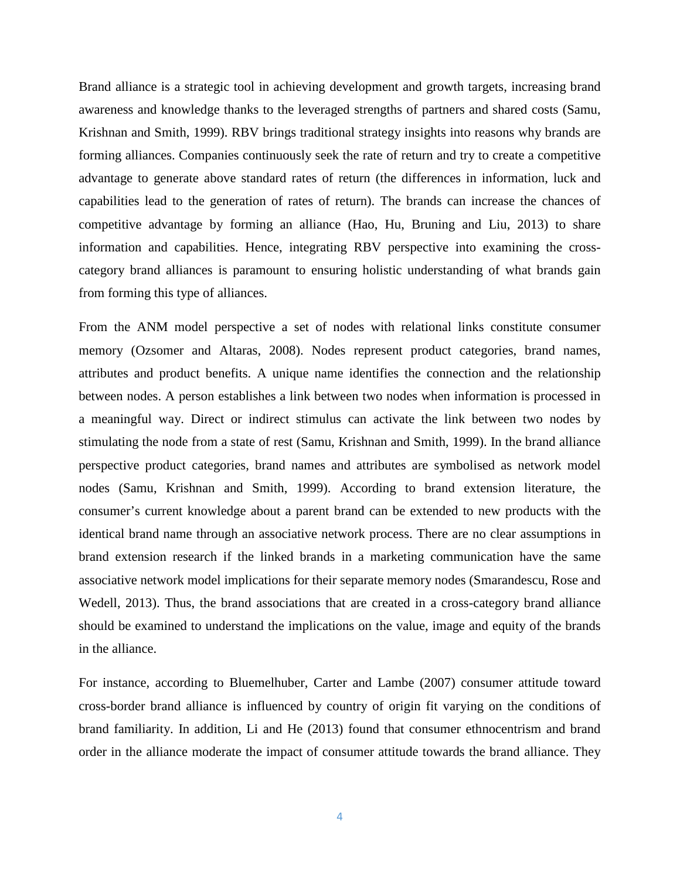Brand alliance is a strategic tool in achieving development and growth targets, increasing brand awareness and knowledge thanks to the leveraged strengths of partners and shared costs (Samu, Krishnan and Smith, 1999). RBV brings traditional strategy insights into reasons why brands are forming alliances. Companies continuously seek the rate of return and try to create a competitive advantage to generate above standard rates of return (the differences in information, luck and capabilities lead to the generation of rates of return). The brands can increase the chances of competitive advantage by forming an alliance (Hao, Hu, Bruning and Liu, 2013) to share information and capabilities. Hence, integrating RBV perspective into examining the cross-category brand alliances is paramount to ensuring holistic understanding of what brands gain from forming this type of alliances.

From the ANM model perspective a set of nodes with relational links constitute consumer memory (Ozsomer and Altaras, 2008). Nodes represent product categories, brand names, attributes and product benefits. A unique name identifies the connection and the relationship between nodes. A person establishes a link between two nodes when information is processed in a meaningful way. Direct or indirect stimulus can activate the link between two nodes by stimulating the node from a state of rest (Samu, Krishnan and Smith, 1999). In the brand alliance perspective product categories, brand names and attributes are symbolised as network model nodes (Samu, Krishnan and Smith, 1999). According to brand extension literature, the consumer's current knowledge about a parent brand can be extended to new products with the identical brand name through an associative network process. There are no clear assumptions in brand extension research if the linked brands in a marketing communication have the same associative network model implications for their separate memory nodes (Smarandescu, Rose and Wedell, 2013). Thus, the brand associations that are created in a cross-category brand alliance should be examined to understand the implications on the value, image and equity of the brands in the alliance.

For instance, according to Bluemelhuber, Carter and Lambe (2007) consumer attitude toward cross-border brand alliance is influenced by country of origin fit varying on the conditions of brand familiarity. In addition, Li and He (2013) found that consumer ethnocentrism and brand order in the alliance moderate the impact of consumer attitude towards the brand alliance. They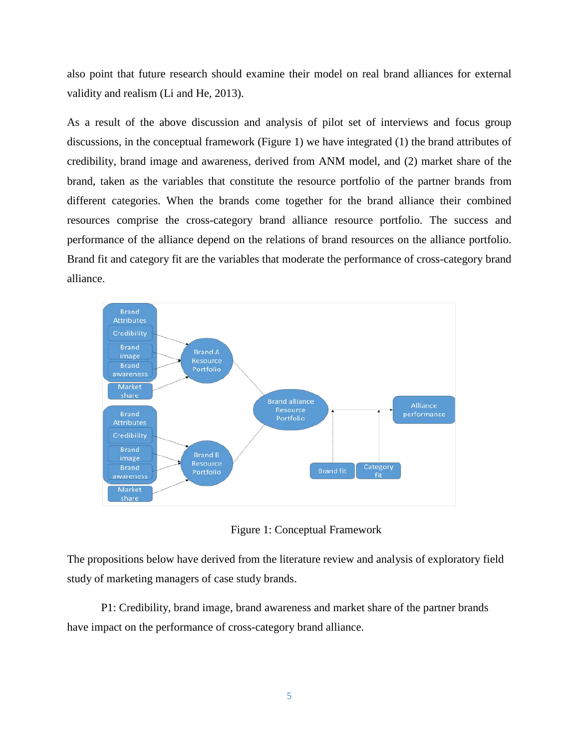also point that future research should examine their model on real brand alliances for external validity and realism (Li and He, 2013).

As a result of the above discussion and analysis of pilot set of interviews and focus group discussions, in the conceptual framework (Figure 1) we have integrated (1) the brand attributes of credibility, brand image and awareness, derived from ANM model, and (2) market share of the brand, taken as the variables that constitute the resource portfolio of the partner brands from different categories. When the brands come together for the brand alliance their combined resources comprise the cross-category brand alliance resource portfolio. The success and performance of the alliance depend on the relations of brand resources on the alliance portfolio. Brand fit and category fit are the variables that moderate the performance of cross-category brand alliance.

Figure 1: Conceptual Framework

The propositions below have derived from the literature review and analysis of exploratory field study of marketing managers of case study brands.

P1: Credibility, brand image, brand awareness and market share of the partner brands have impact on the performance of cross-category brand alliance.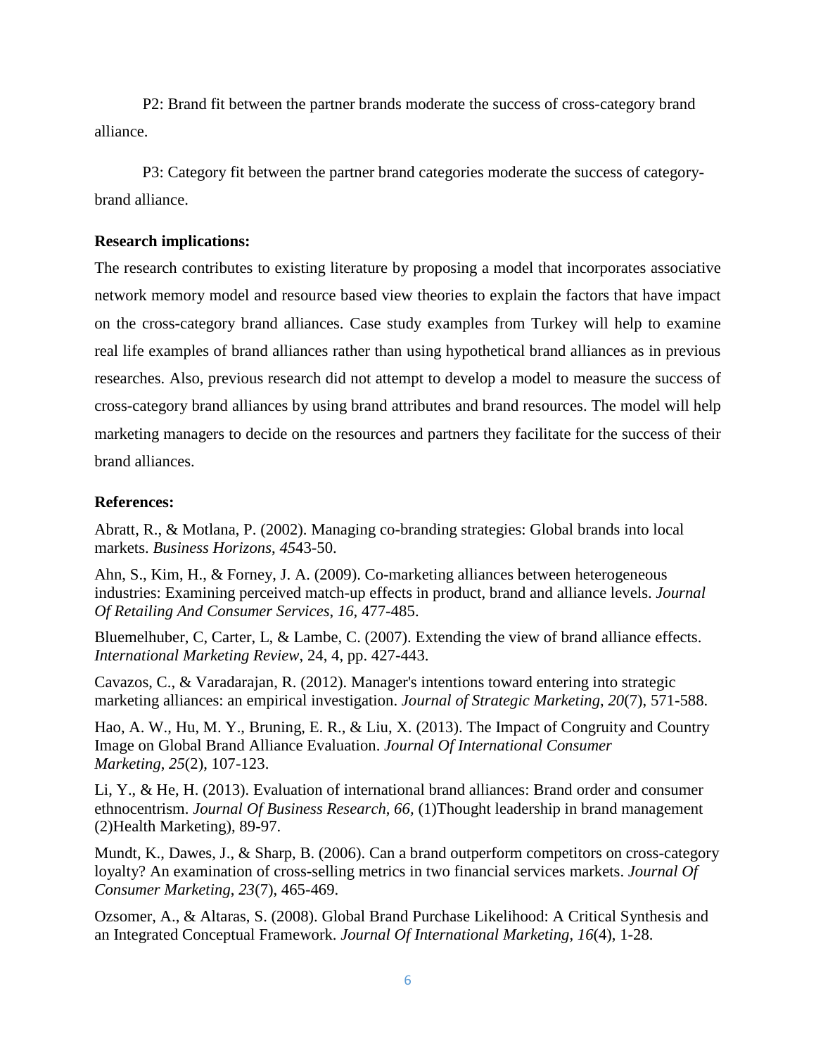P2: Brand fit between the partner brands moderate the success of cross-category brand alliance.

P3: Category fit between the partner brand categories moderate the success of category-brand alliance.

**Research implications:**

The research contributes to existing literature by proposing a model that incorporates associative network memory model and resource based view theories to explain the factors that have impact on the cross-category brand alliances. Case study examples from Turkey will help to examine real life examples of brand alliances rather than using hypothetical brand alliances as in previous researches. Also, previous research did not attempt to develop a model to measure the success of cross-category brand alliances by using brand attributes and brand resources. The model will help marketing managers to decide on the resources and partners they facilitate for the success of their brand alliances.

**References:**

Abratt, R., & Motlana, P. (2002). Managing co-branding strategies: Global brands into local markets. *Business Horizons*, *45*43-50.

Ahn, S., Kim, H., & Forney, J. A. (2009). Co-marketing alliances between heterogeneous industries: Examining perceived match-up effects in product, brand and alliance levels. *Journal Of Retailing And Consumer Services*, *16*, 477-485.

Bluemelhuber, C, Carter, L, & Lambe, C. (2007). Extending the view of brand alliance effects. *International Marketing Review*, 24, 4, pp. 427-443.

Cavazos, C., & Varadarajan, R. (2012). Manager's intentions toward entering into strategic marketing alliances: an empirical investigation. *Journal of Strategic Marketing*, *20*(7), 571-588.

Hao, A. W., Hu, M. Y., Bruning, E. R., & Liu, X. (2013). The Impact of Congruity and Country Image on Global Brand Alliance Evaluation. *Journal Of International Consumer Marketing*, *25*(2), 107-123.

Li, Y., & He, H. (2013). Evaluation of international brand alliances: Brand order and consumer ethnocentrism. *Journal Of Business Research*, *66*, (1)Thought leadership in brand management (2)Health Marketing), 89-97.

Mundt, K., Dawes, J., & Sharp, B. (2006). Can a brand outperform competitors on cross-category loyalty? An examination of cross-selling metrics in two financial services markets. *Journal Of Consumer Marketing*, *23*(7), 465-469.

Ozsomer, A., & Altaras, S. (2008). Global Brand Purchase Likelihood: A Critical Synthesis and an Integrated Conceptual Framework. *Journal Of International Marketing*, *16*(4), 1-28.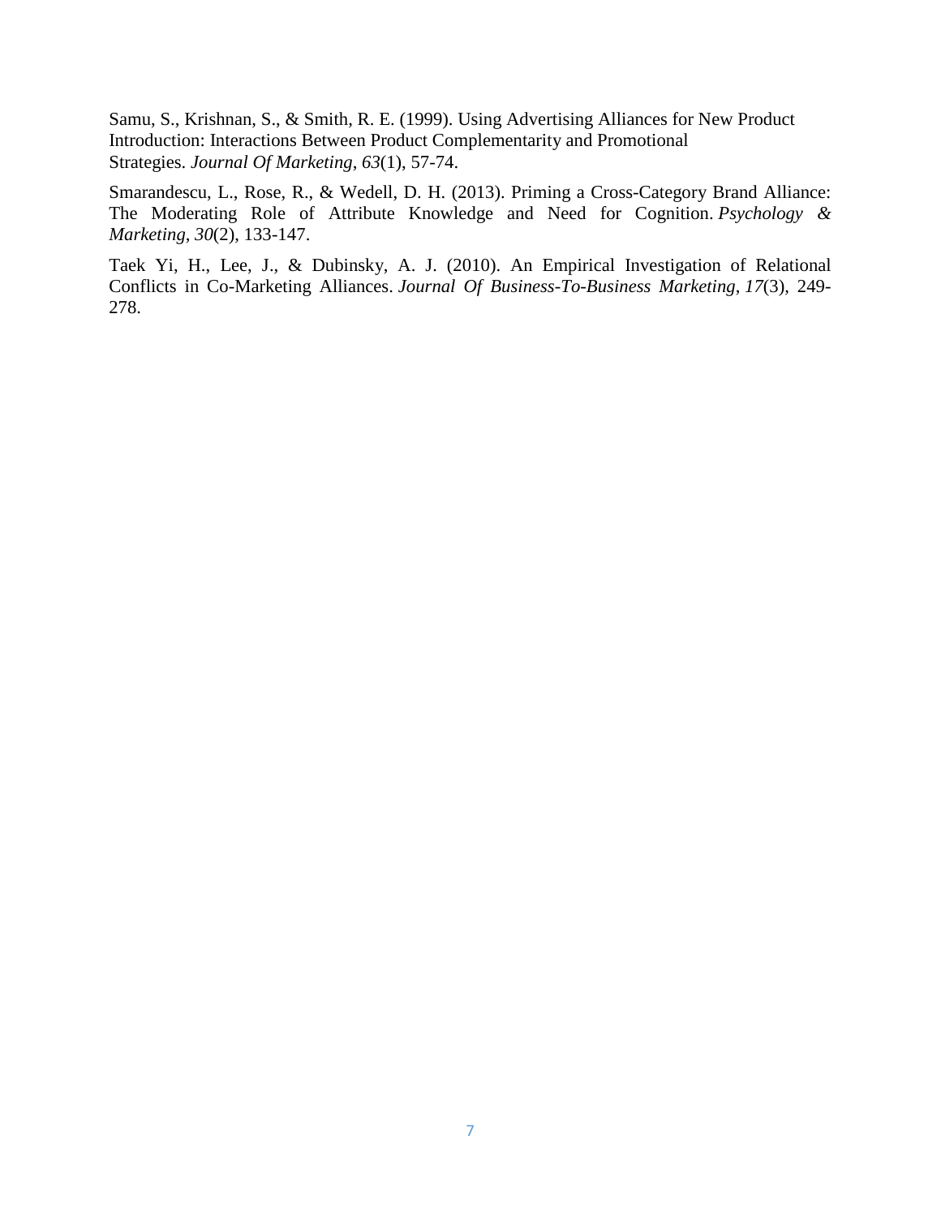Samu, S., Krishnan, S., & Smith, R. E. (1999). Using Advertising Alliances for New Product Introduction: Interactions Between Product Complementarity and Promotional Strategies. *Journal Of Marketing*, *63*(1), 57-74.

Smarandescu, L., Rose, R., & Wedell, D. H. (2013). Priming a Cross-Category Brand Alliance: The Moderating Role of Attribute Knowledge and Need for Cognition. *Psychology & Marketing*, *30*(2), 133-147.

Taek Yi, H., Lee, J., & Dubinsky, A. J. (2010). An Empirical Investigation of Relational Conflicts in Co-Marketing Alliances. *Journal Of Business-To-Business Marketing*, *17*(3), 249-278.